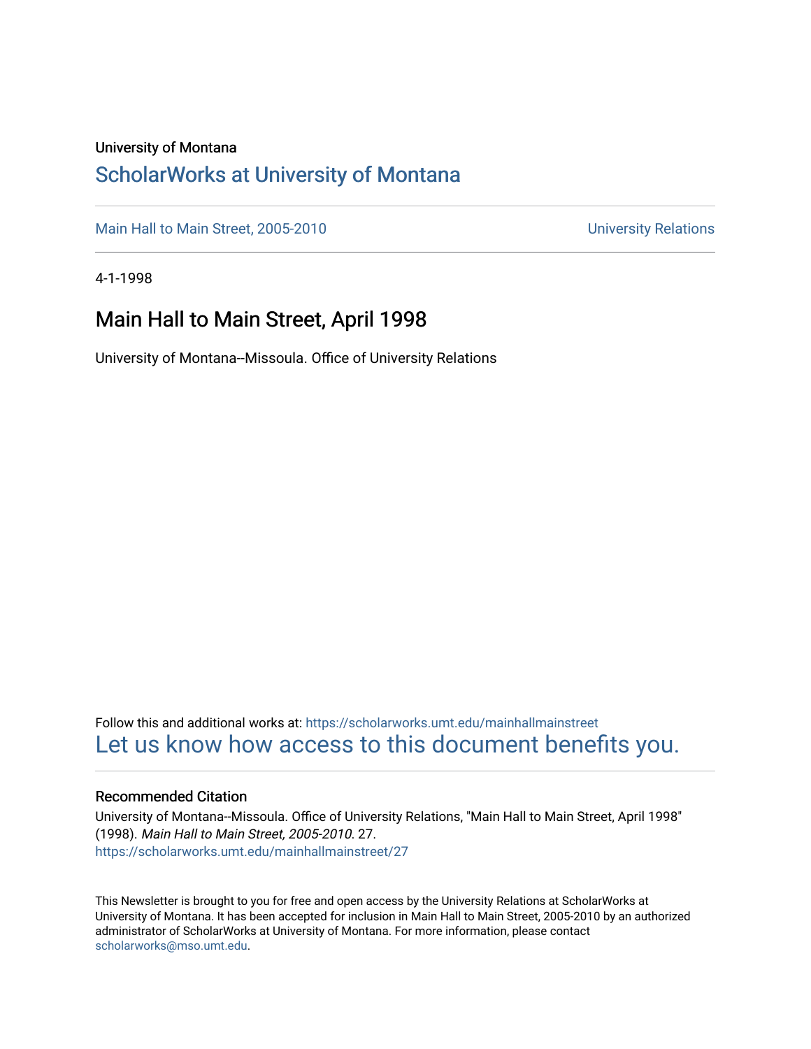University of Montana

# ScholarWorks at University of Montana

Main Hall to Main Street, 2005-2010 | University Relations

4-1-1998

## Main Hall to Main Street, April 1998

University of Montana--Missoula. Office of University Relations

Follow this and additional works at: https://scholarworks.umt.edu/mainhallmainstreet

Let us know how access to this document benefits you.

### Recommended Citation

University of Montana--Missoula. Office of University Relations, "Main Hall to Main Street, April 1998" (1998). *Main Hall to Main Street, 2005-2010*. 27.
https://scholarworks.umt.edu/mainhallmainstreet/27

This Newsletter is brought to you for free and open access by the University Relations at ScholarWorks at University of Montana. It has been accepted for inclusion in Main Hall to Main Street, 2005-2010 by an authorized administrator of ScholarWorks at University of Montana. For more information, please contact scholarworks@mso.umt.edu.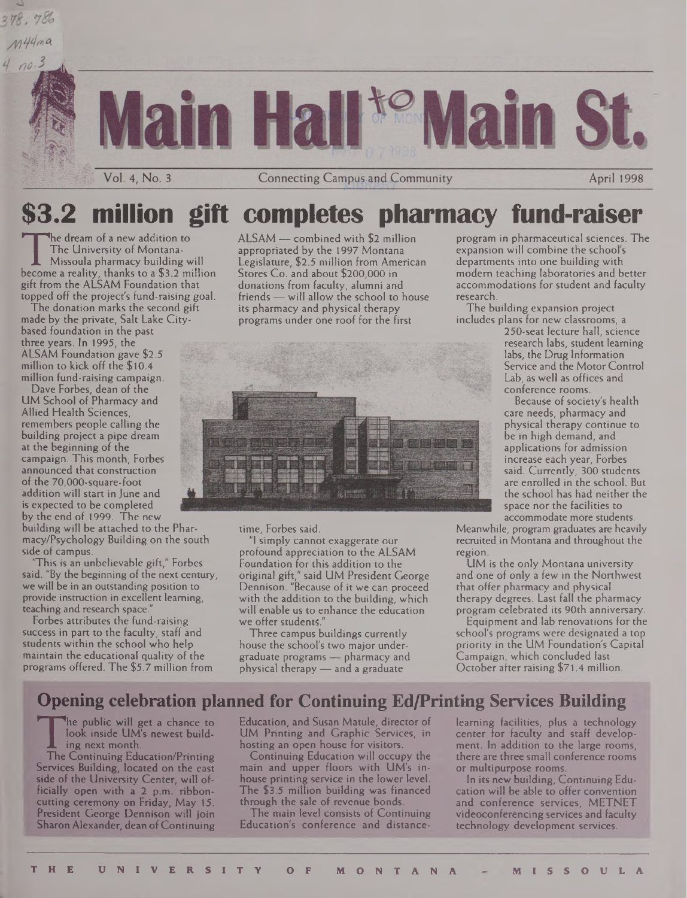# Main Hall to Main St.

Vol. 4, No. 3 — Connecting Campus and Community — April 1998

## $3.2 million gift completes pharmacy fund-raiser

The dream of a new addition to The University of Montana-Missoula pharmacy building will become a reality, thanks to a $3.2 million gift from the ALSAM Foundation that topped off the project's fund-raising goal.

The donation marks the second gift made by the private, Salt Lake City-based foundation in the past three years. In 1995, the ALSAM Foundation gave $2.5 million to kick off the $10.4 million fund-raising campaign.

Dave Forbes, dean of the UM School of Pharmacy and Allied Health Sciences, remembers people calling the building project a pipe dream at the beginning of the campaign. This month, Forbes announced that construction of the 70,000-square-foot addition will start in June and is expected to be completed by the end of 1999. The new building will be attached to the Pharmacy/Psychology Building on the south side of campus.

"This is an unbelievable gift," Forbes said. "By the beginning of the next century, we will be in an outstanding position to provide instruction in excellent learning, teaching and research space."

Forbes attributes the fund-raising success in part to the faculty, staff and students within the school who help maintain the educational quality of the programs offered. The $5.7 million from ALSAM — combined with $2 million appropriated by the 1997 Montana Legislature, $2.5 million from American Stores Co. and about $200,000 in donations from faculty, alumni and friends — will allow the school to house its pharmacy and physical therapy programs under one roof for the first time, Forbes said.

"I simply cannot exaggerate our profound appreciation to the ALSAM Foundation for this addition to the original gift," said UM President George Dennison. "Because of it we can proceed with the addition to the building, which will enable us to enhance the education we offer students."

Three campus buildings currently house the school's two major undergraduate programs — pharmacy and physical therapy — and a graduate program in pharmaceutical sciences. The expansion will combine the school's departments into one building with modern teaching laboratories and better accommodations for student and faculty research.

The building expansion project includes plans for new classrooms, a 250-seat lecture hall, science research labs, student learning labs, the Drug Information Service and the Motor Control Lab, as well as offices and conference rooms.

Because of society's health care needs, pharmacy and physical therapy continue to be in high demand, and applications for admission increase each year, Forbes said. Currently, 300 students are enrolled in the school. But the school has had neither the space nor the facilities to accommodate more students. Meanwhile, program graduates are heavily recruited in Montana and throughout the region.

UM is the only Montana university and one of only a few in the Northwest that offer pharmacy and physical therapy degrees. Last fall the pharmacy program celebrated its 90th anniversary.

Equipment and lab renovations for the school's programs were designated a top priority in the UM Foundation's Capital Campaign, which concluded last October after raising $71.4 million.

## Opening celebration planned for Continuing Ed/Printing Services Building

The public will get a chance to look inside UM's newest building next month.

The Continuing Education/Printing Services Building, located on the east side of the University Center, will officially open with a 2 p.m. ribbon-cutting ceremony on Friday, May 15. President George Dennison will join Sharon Alexander, dean of Continuing Education, and Susan Matule, director of UM Printing and Graphic Services, in hosting an open house for visitors.

Continuing Education will occupy the main and upper floors with UM's in-house printing service in the lower level. The $3.5 million building was financed through the sale of revenue bonds.

The main level consists of Continuing Education's conference and distance-learning facilities, plus a technology center for faculty and staff development. In addition to the large rooms, there are three small conference rooms or multipurpose rooms.

In its new building, Continuing Education will be able to offer convention and conference services, METNET videoconferencing services and faculty technology development services.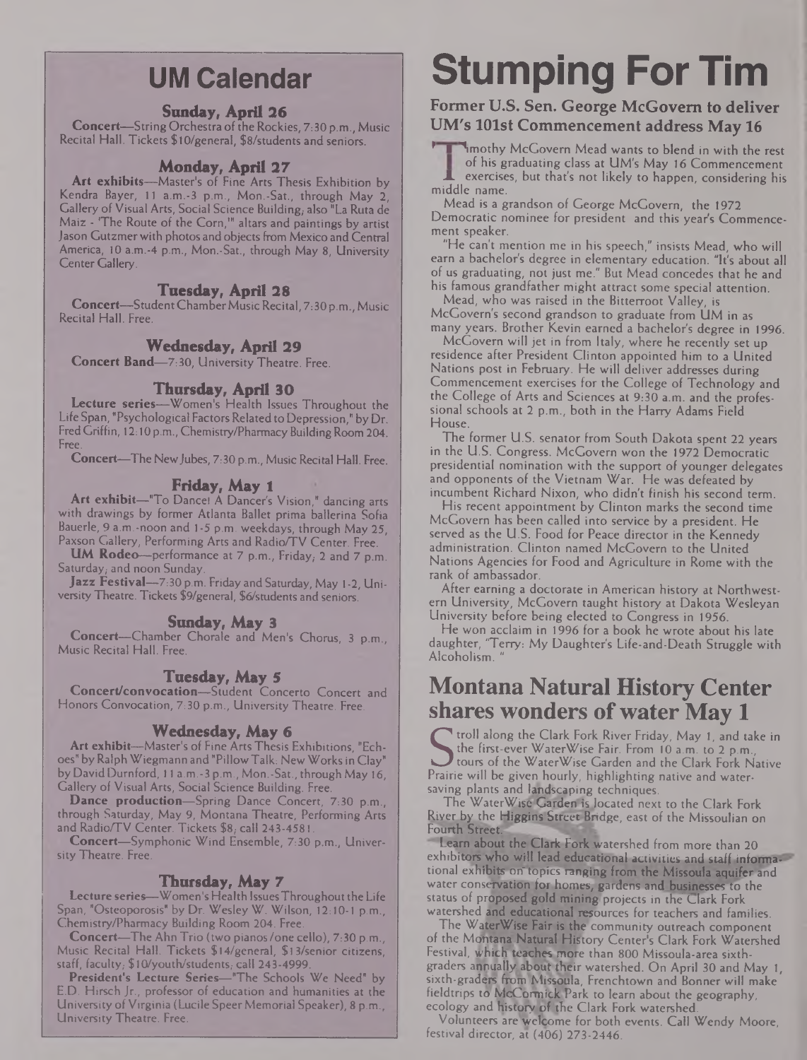## UM Calendar

### Sunday, April 26

**Concert**—String Orchestra of the Rockies, 7:30 p.m., Music Recital Hall. Tickets $10/general, $8/students and seniors.

### Monday, April 27

**Art exhibits**—Master's of Fine Arts Thesis Exhibition by Kendra Bayer, 11 a.m.-3 p.m., Mon.-Sat., through May 2, Gallery of Visual Arts, Social Science Building; also "La Ruta de Maiz - 'The Route of the Corn,'" altars and paintings by artist Jason Gutzmer with photos and objects from Mexico and Central America, 10 a.m.-4 p.m., Mon.-Sat., through May 8, University Center Gallery.

### Tuesday, April 28

**Concert**—Student Chamber Music Recital, 7:30 p.m., Music Recital Hall. Free.

### Wednesday, April 29

**Concert Band**—7:30, University Theatre. Free.

### Thursday, April 30

**Lecture series**—Women's Health Issues Throughout the Life Span, "Psychological Factors Related to Depression," by Dr. Fred Griffin, 12:10 p.m., Chemistry/Pharmacy Building Room 204. Free.

**Concert**—The New Jubes, 7:30 p.m., Music Recital Hall. Free.

### Friday, May 1

**Art exhibit**—"To Dance! A Dancer's Vision," dancing arts with drawings by former Atlanta Ballet prima ballerina Sofia Bauerle, 9 a.m.-noon and 1-5 p.m. weekdays, through May 25, Paxson Gallery, Performing Arts and Radio/TV Center. Free.

**UM Rodeo**—performance at 7 p.m., Friday; 2 and 7 p.m. Saturday; and noon Sunday.

**Jazz Festival**—7:30 p.m. Friday and Saturday, May 1-2, University Theatre. Tickets $9/general, $6/students and seniors.

### Sunday, May 3

**Concert**—Chamber Chorale and Men's Chorus, 3 p.m., Music Recital Hall. Free.

### Tuesday, May 5

**Concert/convocation**—Student Concerto Concert and Honors Convocation, 7:30 p.m., University Theatre. Free.

### Wednesday, May 6

**Art exhibit**—Master's of Fine Arts Thesis Exhibitions, "Echoes" by Ralph Wiegmann and "Pillow Talk: New Works in Clay" by David Durnford, 11 a.m.-3 p.m., Mon.-Sat., through May 16, Gallery of Visual Arts, Social Science Building. Free.

**Dance production**—Spring Dance Concert, 7:30 p.m., through Saturday, May 9, Montana Theatre, Performing Arts and Radio/TV Center. Tickets $8; call 243-4581.

**Concert**—Symphonic Wind Ensemble, 7:30 p.m., University Theatre. Free.

### Thursday, May 7

**Lecture series**—Women's Health Issues Throughout the Life Span, "Osteoporosis" by Dr. Wesley W. Wilson, 12:10-1 p.m., Chemistry/Pharmacy Building Room 204. Free.

**Concert**—The Ahn Trio (two pianos/one cello), 7:30 p.m., Music Recital Hall. Tickets $14/general, $13/senior citizens, staff, faculty; $10/youth/students; call 243-4999.

**President's Lecture Series**—"The Schools We Need" by E.D. Hirsch Jr., professor of education and humanities at the University of Virginia (Lucile Speer Memorial Speaker), 8 p.m., University Theatre. Free.

# Stumping For Tim

### Former U.S. Sen. George McGovern to deliver UM's 101st Commencement address May 16

Timothy McGovern Mead wants to blend in with the rest of his graduating class at UM's May 16 Commencement exercises, but that's not likely to happen, considering his middle name.

Mead is a grandson of George McGovern, the 1972 Democratic nominee for president and this year's Commencement speaker.

"He can't mention me in his speech," insists Mead, who will earn a bachelor's degree in elementary education. "It's about all of us graduating, not just me." But Mead concedes that he and his famous grandfather might attract some special attention.

Mead, who was raised in the Bitterroot Valley, is McGovern's second grandson to graduate from UM in as many years. Brother Kevin earned a bachelor's degree in 1996.

McGovern will jet in from Italy, where he recently set up residence after President Clinton appointed him to a United Nations post in February. He will deliver addresses during Commencement exercises for the College of Technology and the College of Arts and Sciences at 9:30 a.m. and the professional schools at 2 p.m., both in the Harry Adams Field House.

The former U.S. senator from South Dakota spent 22 years in the U.S. Congress. McGovern won the 1972 Democratic presidential nomination with the support of younger delegates and opponents of the Vietnam War. He was defeated by incumbent Richard Nixon, who didn't finish his second term.

His recent appointment by Clinton marks the second time McGovern has been called into service by a president. He served as the U.S. Food for Peace director in the Kennedy administration. Clinton named McGovern to the United Nations Agencies for Food and Agriculture in Rome with the rank of ambassador.

After earning a doctorate in American history at Northwestern University, McGovern taught history at Dakota Wesleyan University before being elected to Congress in 1956.

He won acclaim in 1996 for a book he wrote about his late daughter, "Terry: My Daughter's Life-and-Death Struggle with Alcoholism."

## Montana Natural History Center shares wonders of water May 1

Stroll along the Clark Fork River Friday, May 1, and take in the first-ever WaterWise Fair. From 10 a.m. to 2 p.m., tours of the WaterWise Garden and the Clark Fork Native Prairie will be given hourly, highlighting native and water-saving plants and landscaping techniques.

The WaterWise Garden is located next to the Clark Fork River by the Higgins Street Bridge, east of the Missoulian on Fourth Street.

Learn about the Clark Fork watershed from more than 20 exhibitors who will lead educational activities and staff informational exhibits on topics ranging from the Missoula aquifer and water conservation for homes, gardens and businesses to the status of proposed gold mining projects in the Clark Fork watershed and educational resources for teachers and families.

The WaterWise Fair is the community outreach component of the Montana Natural History Center's Clark Fork Watershed Festival, which teaches more than 800 Missoula-area sixth-graders annually about their watershed. On April 30 and May 1, sixth-graders from Missoula, Frenchtown and Bonner will make fieldtrips to McCormick Park to learn about the geography, ecology and history of the Clark Fork watershed.

Volunteers are welcome for both events. Call Wendy Moore, festival director, at (406) 273-2446.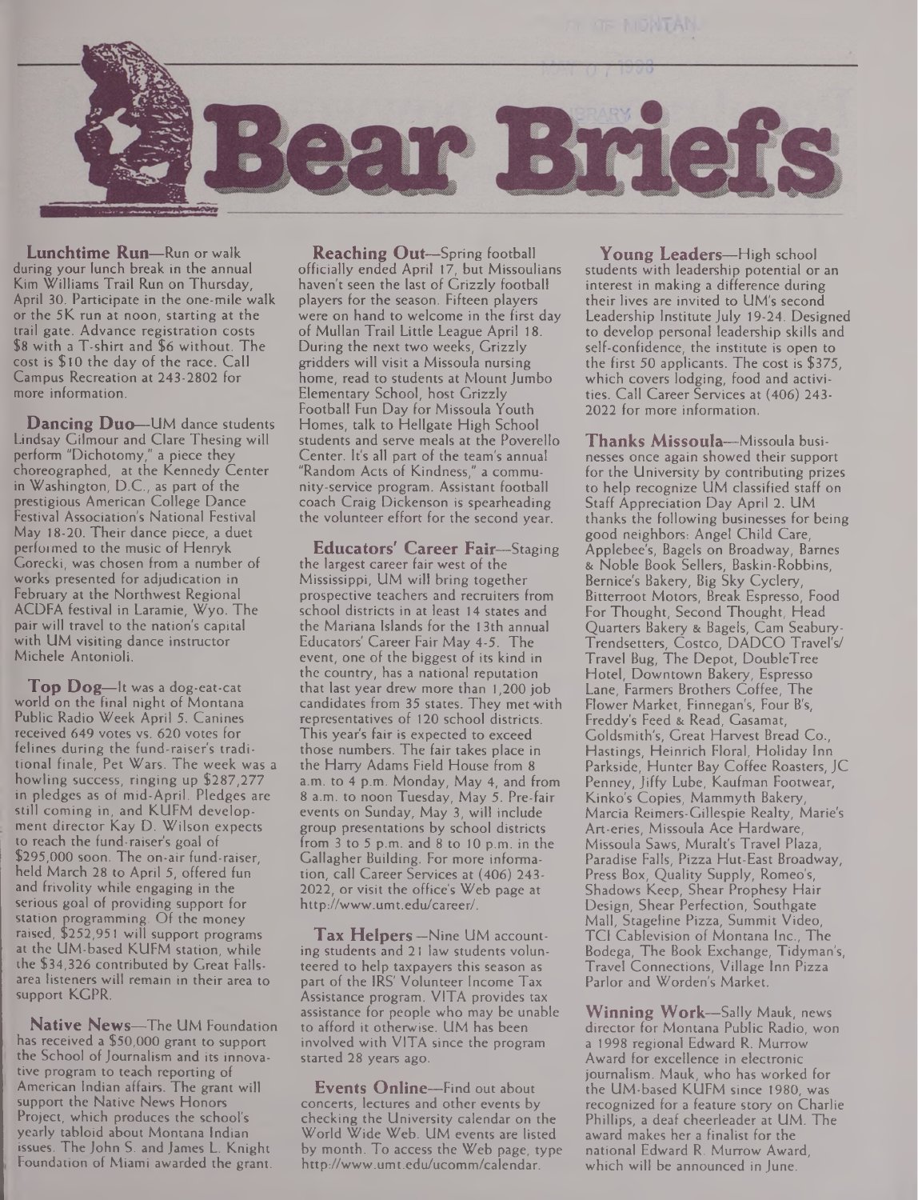# Bear Briefs

**Lunchtime Run**—Run or walk during your lunch break in the annual Kim Williams Trail Run on Thursday, April 30. Participate in the one-mile walk or the 5K run at noon, starting at the trail gate. Advance registration costs $8 with a T-shirt and $6 without. The cost is $10 the day of the race. Call Campus Recreation at 243-2802 for more information.

**Dancing Duo**—UM dance students Lindsay Gilmour and Clare Thesing will perform "Dichotomy," a piece they choreographed, at the Kennedy Center in Washington, D.C., as part of the prestigious American College Dance Festival Association's National Festival May 18-20. Their dance piece, a duet performed to the music of Henryk Gorecki, was chosen from a number of works presented for adjudication in February at the Northwest Regional ACDFA festival in Laramie, Wyo. The pair will travel to the nation's capital with UM visiting dance instructor Michele Antonioli.

**Top Dog**—It was a dog-eat-cat world on the final night of Montana Public Radio Week April 5. Canines received 649 votes vs. 620 votes for felines during the fund-raiser's traditional finale, Pet Wars. The week was a howling success, ringing up $287,277 in pledges as of mid-April. Pledges are still coming in, and KUFM development director Kay D. Wilson expects to reach the fund-raiser's goal of $295,000 soon. The on-air fund-raiser, held March 28 to April 5, offered fun and frivolity while engaging in the serious goal of providing support for station programming. Of the money raised, $252,951 will support programs at the UM-based KUFM station, while the $34,326 contributed by Great Falls-area listeners will remain in their area to support KGPR.

**Native News**—The UM Foundation has received a $50,000 grant to support the School of Journalism and its innovative program to teach reporting of American Indian affairs. The grant will support the Native News Honors Project, which produces the school's yearly tabloid about Montana Indian issues. The John S. and James L. Knight Foundation of Miami awarded the grant.

**Reaching Out**—Spring football officially ended April 17, but Missoulians haven't seen the last of Grizzly football players for the season. Fifteen players were on hand to welcome in the first day of Mullan Trail Little League April 18. During the next two weeks, Grizzly gridders will visit a Missoula nursing home, read to students at Mount Jumbo Elementary School, host Grizzly Football Fun Day for Missoula Youth Homes, talk to Hellgate High School students and serve meals at the Poverello Center. It's all part of the team's annual "Random Acts of Kindness," a community-service program. Assistant football coach Craig Dickenson is spearheading the volunteer effort for the second year.

**Educators' Career Fair**—Staging the largest career fair west of the Mississippi, UM will bring together prospective teachers and recruiters from school districts in at least 14 states and the Mariana Islands for the 13th annual Educators' Career Fair May 4-5. The event, one of the biggest of its kind in the country, has a national reputation that last year drew more than 1,200 job candidates from 35 states. They met with representatives of 120 school districts. This year's fair is expected to exceed those numbers. The fair takes place in the Harry Adams Field House from 8 a.m. to 4 p.m. Monday, May 4, and from 8 a.m. to noon Tuesday, May 5. Pre-fair events on Sunday, May 3, will include group presentations by school districts from 3 to 5 p.m. and 8 to 10 p.m. in the Gallagher Building. For more information, call Career Services at (406) 243-2022, or visit the office's Web page at http://www.umt.edu/career/.

**Tax Helpers**—Nine UM accounting students and 21 law students volunteered to help taxpayers this season as part of the IRS' Volunteer Income Tax Assistance program. VITA provides tax assistance for people who may be unable to afford it otherwise. UM has been involved with VITA since the program started 28 years ago.

**Events Online**—Find out about concerts, lectures and other events by checking the University calendar on the World Wide Web. UM events are listed by month. To access the Web page, type http://www.umt.edu/ucomm/calendar.

**Young Leaders**—High school students with leadership potential or an interest in making a difference during their lives are invited to UM's second Leadership Institute July 19-24. Designed to develop personal leadership skills and self-confidence, the institute is open to the first 50 applicants. The cost is $375, which covers lodging, food and activities. Call Career Services at (406) 243-2022 for more information.

**Thanks Missoula**—Missoula businesses once again showed their support for the University by contributing prizes to help recognize UM classified staff on Staff Appreciation Day April 2. UM thanks the following businesses for being good neighbors: Angel Child Care, Applebee's, Bagels on Broadway, Barnes & Noble Book Sellers, Baskin-Robbins, Bernice's Bakery, Big Sky Cyclery, Bitterroot Motors, Break Espresso, Food For Thought, Second Thought, Head Quarters Bakery & Bagels, Cam Seabury-Trendsetters, Costco, DADCO Travel's/Travel Bug, The Depot, DoubleTree Hotel, Downtown Bakery, Espresso Lane, Farmers Brothers Coffee, The Flower Market, Finnegan's, Four B's, Freddy's Feed & Read, Gasamat, Goldsmith's, Great Harvest Bread Co., Hastings, Heinrich Floral, Holiday Inn Parkside, Hunter Bay Coffee Roasters, JC Penney, Jiffy Lube, Kaufman Footwear, Kinko's Copies, Mammyth Bakery, Marcia Reimers-Gillespie Realty, Marie's Art-eries, Missoula Ace Hardware, Missoula Saws, Muralt's Travel Plaza, Paradise Falls, Pizza Hut-East Broadway, Press Box, Quality Supply, Romeo's, Shadows Keep, Shear Prophesy Hair Design, Shear Perfection, Southgate Mall, Stageline Pizza, Summit Video, TCI Cablevision of Montana Inc., The Bodega, The Book Exchange, Tidyman's, Travel Connections, Village Inn Pizza Parlor and Worden's Market.

**Winning Work**—Sally Mauk, news director for Montana Public Radio, won a 1998 regional Edward R. Murrow Award for excellence in electronic journalism. Mauk, who has worked for the UM-based KUFM since 1980, was recognized for a feature story on Charlie Phillips, a deaf cheerleader at UM. The award makes her a finalist for the national Edward R. Murrow Award, which will be announced in June.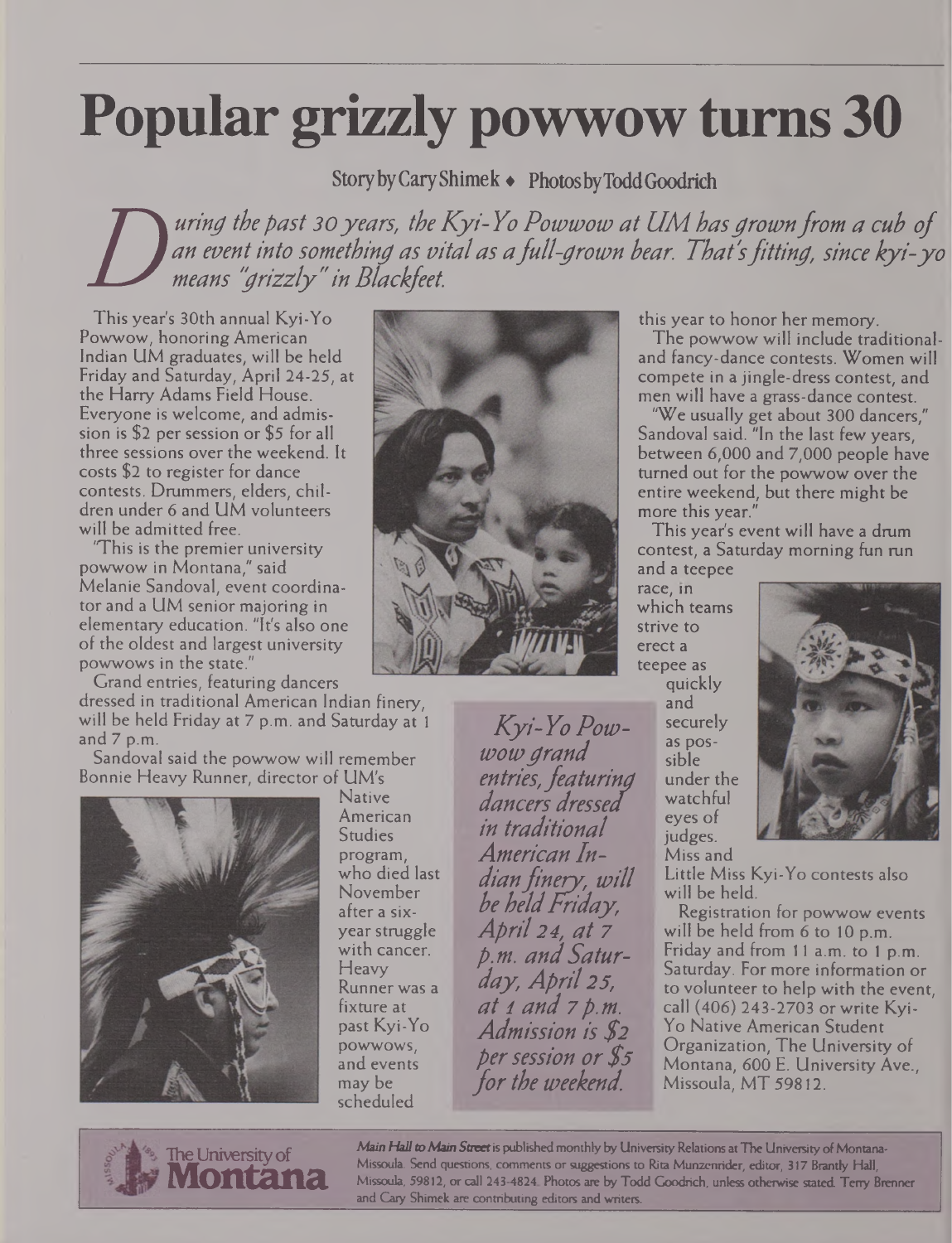# Popular grizzly powwow turns 30

Story by Cary Shimek ♦ Photos by Todd Goodrich

*During the past 30 years, the Kyi-Yo Powwow at UM has grown from a cub of an event into something as vital as a full-grown bear. That's fitting, since kyi-yo means "grizzly" in Blackfeet.*

This year's 30th annual Kyi-Yo Powwow, honoring American Indian UM graduates, will be held Friday and Saturday, April 24-25, at the Harry Adams Field House. Everyone is welcome, and admission is $2 per session or $5 for all three sessions over the weekend. It costs $2 to register for dance contests. Drummers, elders, children under 6 and UM volunteers will be admitted free.

"This is the premier university powwow in Montana," said Melanie Sandoval, event coordinator and a UM senior majoring in elementary education. "It's also one of the oldest and largest university powwows in the state."

Grand entries, featuring dancers dressed in traditional American Indian finery, will be held Friday at 7 p.m. and Saturday at 1 and 7 p.m.

Sandoval said the powwow will remember Bonnie Heavy Runner, director of UM's Native American Studies program, who died last November after a six-year struggle with cancer. Heavy Runner was a fixture at past Kyi-Yo powwows, and events may be scheduled this year to honor her memory.

*Kyi-Yo Powwow grand entries, featuring dancers dressed in traditional American Indian finery, will be held Friday, April 24, at 7 p.m. and Saturday, April 25, at 1 and 7 p.m. Admission is $2 per session or $5 for the weekend.*

The powwow will include traditional- and fancy-dance contests. Women will compete in a jingle-dress contest, and men will have a grass-dance contest.

"We usually get about 300 dancers," Sandoval said. "In the last few years, between 6,000 and 7,000 people have turned out for the powwow over the entire weekend, but there might be more this year."

This year's event will have a drum contest, a Saturday morning fun run and a teepee race, in which teams strive to erect a teepee as quickly and securely as possible under the watchful eyes of judges. Miss and Little Miss Kyi-Yo contests also will be held.

Registration for powwow events will be held from 6 to 10 p.m. Friday and from 11 a.m. to 1 p.m. Saturday. For more information or to volunteer to help with the event, call (406) 243-2703 or write Kyi-Yo Native American Student Organization, The University of Montana, 600 E. University Ave., Missoula, MT 59812.

The University of Montana

*Main Hall to Main Street* is published monthly by University Relations at The University of Montana-Missoula. Send questions, comments or suggestions to Rita Munzenrider, editor, 317 Brantly Hall, Missoula, 59812, or call 243-4824. Photos are by Todd Goodrich, unless otherwise stated. Terry Brenner and Cary Shimek are contributing editors and writers.